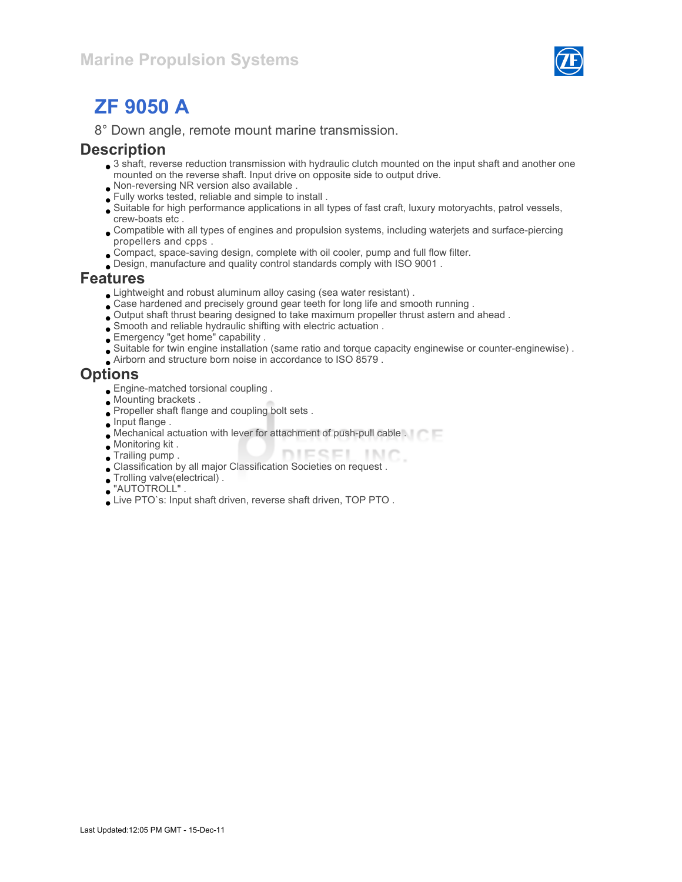# ZF 9050 A

8° Down angle, remote mount marine transmission.

## Description

- 3 shaft, reverse reduction transmission with hydraulic clutch mounted on the input shaft and another one mounted on the reverse shaft. Input drive on opposite side to output drive.
- Non-reversing NR version also available .
- Fully works tested, reliable and simple to install .
- Suitable for high performance applications in all types of fast craft, luxury motoryachts, patrol vessels, crew-boats etc .
- Compatible with all types of engines and propulsion systems, including waterjets and surface-piercing propellers and cpps .
- Compact, space-saving design, complete with oil cooler, pump and full flow filter.
- Design, manufacture and quality control standards comply with ISO 9001 .

## Features

- Lightweight and robust aluminum alloy casing (sea water resistant) .
- Case hardened and precisely ground gear teeth for long life and smooth running .
- Output shaft thrust bearing designed to take maximum propeller thrust astern and ahead .
- Smooth and reliable hydraulic shifting with electric actuation .
- Emergency "get home" capability .
- Suitable for twin engine installation (same ratio and torque capacity enginewise or counter-enginewise) .
- Airborn and structure born noise in accordance to ISO 8579 .

## Options

- Engine-matched torsional coupling .
- Mounting brackets .
- Propeller shaft flange and coupling bolt sets .
- Input flange .
- Mechanical actuation with lever for attachment of push-pull cable .
- Monitoring kit .
- Trailing pump .
- Classification by all major Classification Societies on request .
- Trolling valve(electrical) .
- "AUTOTROLL" .
- Live PTO`s: Input shaft driven, reverse shaft driven, TOP PTO .

Last Updated:12:05 PM GMT - 15-Dec-11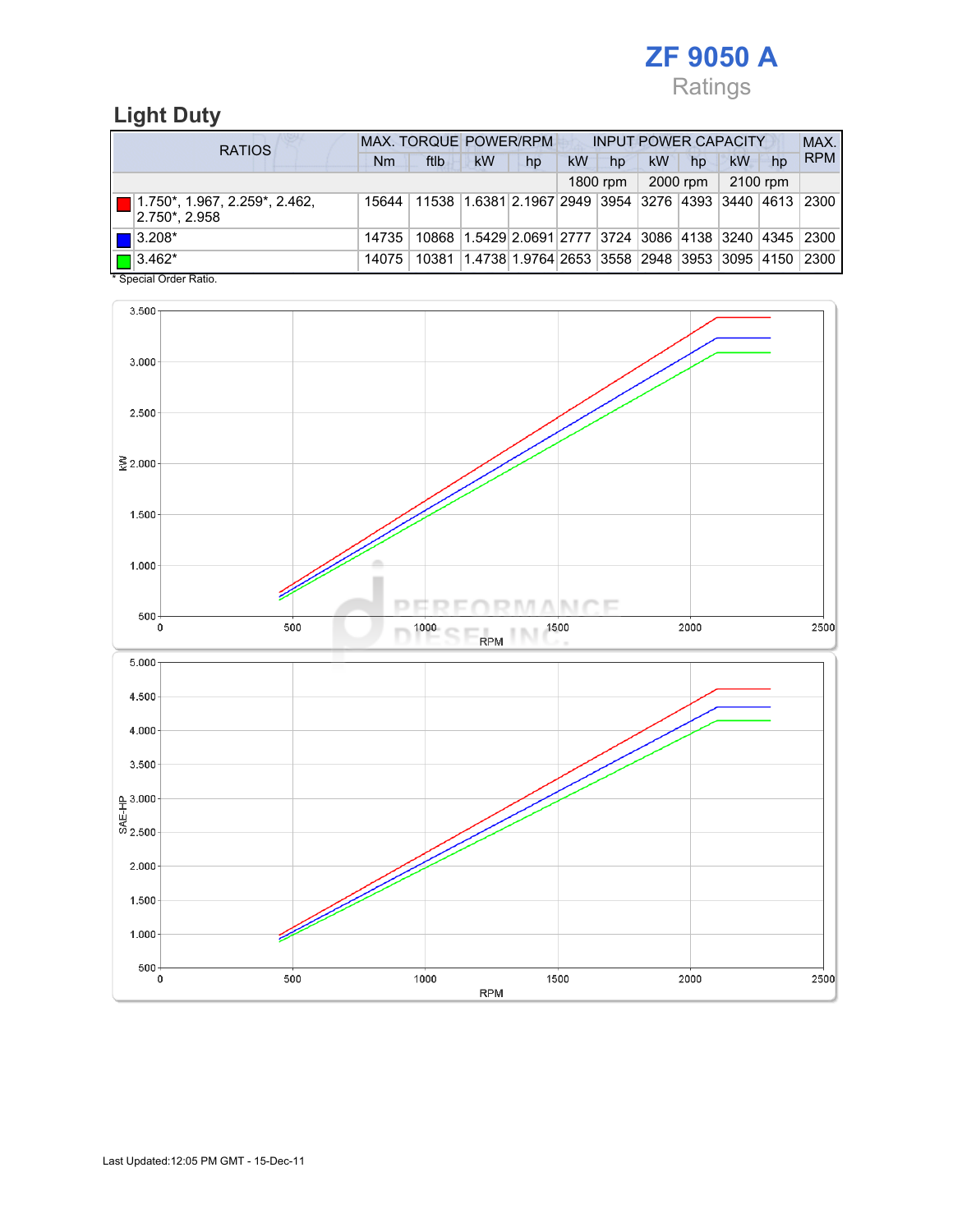# ZF 9050 A

Ratings

## Light Duty

| RATIOS | MAX. TORQUE | | POWER/RPM | | INPUT POWER CAPACITY | | | | | | MAX. RPM |
|---|---|---|---|---|---|---|---|---|---|---|---|
| | Nm | ftlb | kW | hp | kW | hp | kW | hp | kW | hp | |
| | | | | | 1800 rpm | | 2000 rpm | | 2100 rpm | | |
| 1.750*, 1.967, 2.259*, 2.462, 2.750*, 2.958 | 15644 | 11538 | 1.6381 | 2.1967 | 2949 | 3954 | 3276 | 4393 | 3440 | 4613 | 2300 |
| 3.208* | 14735 | 10868 | 1.5429 | 2.0691 | 2777 | 3724 | 3086 | 4138 | 3240 | 4345 | 2300 |
| 3.462* | 14075 | 10381 | 1.4738 | 1.9764 | 2653 | 3558 | 2948 | 3953 | 3095 | 4150 | 2300 |

* Special Order Ratio.

Last Updated:12:05 PM GMT - 15-Dec-11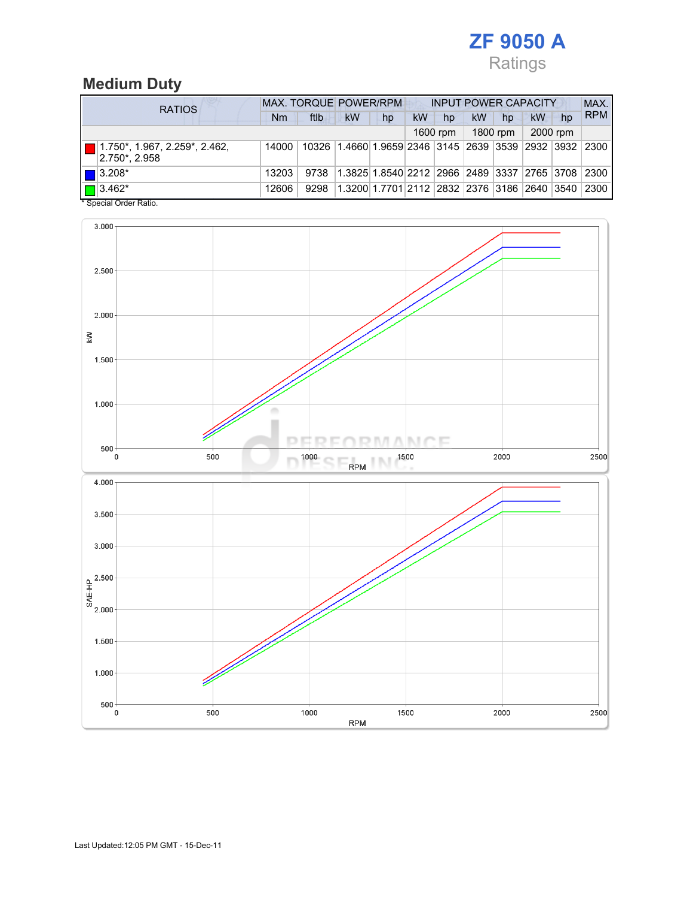# ZF 9050 A

Ratings

## Medium Duty

| RATIOS | MAX. TORQUE | | POWER/RPM | | INPUT POWER CAPACITY | | | | | | MAX. RPM |
|---|---|---|---|---|---|---|---|---|---|---|---|
| | Nm | ftlb | kW | hp | kW | hp | kW | hp | kW | hp | |
| | | | | | 1600 rpm | | 1800 rpm | | 2000 rpm | | |
| 1.750*, 1.967, 2.259*, 2.462, 2.750*, 2.958 | 14000 | 10326 | 1.4660 | 1.9659 | 2346 | 3145 | 2639 | 3539 | 2932 | 3932 | 2300 |
| 3.208* | 13203 | 9738 | 1.3825 | 1.8540 | 2212 | 2966 | 2489 | 3337 | 2765 | 3708 | 2300 |
| 3.462* | 12606 | 9298 | 1.3200 | 1.7701 | 2112 | 2832 | 2376 | 3186 | 2640 | 3540 | 2300 |

* Special Order Ratio.

Last Updated:12:05 PM GMT - 15-Dec-11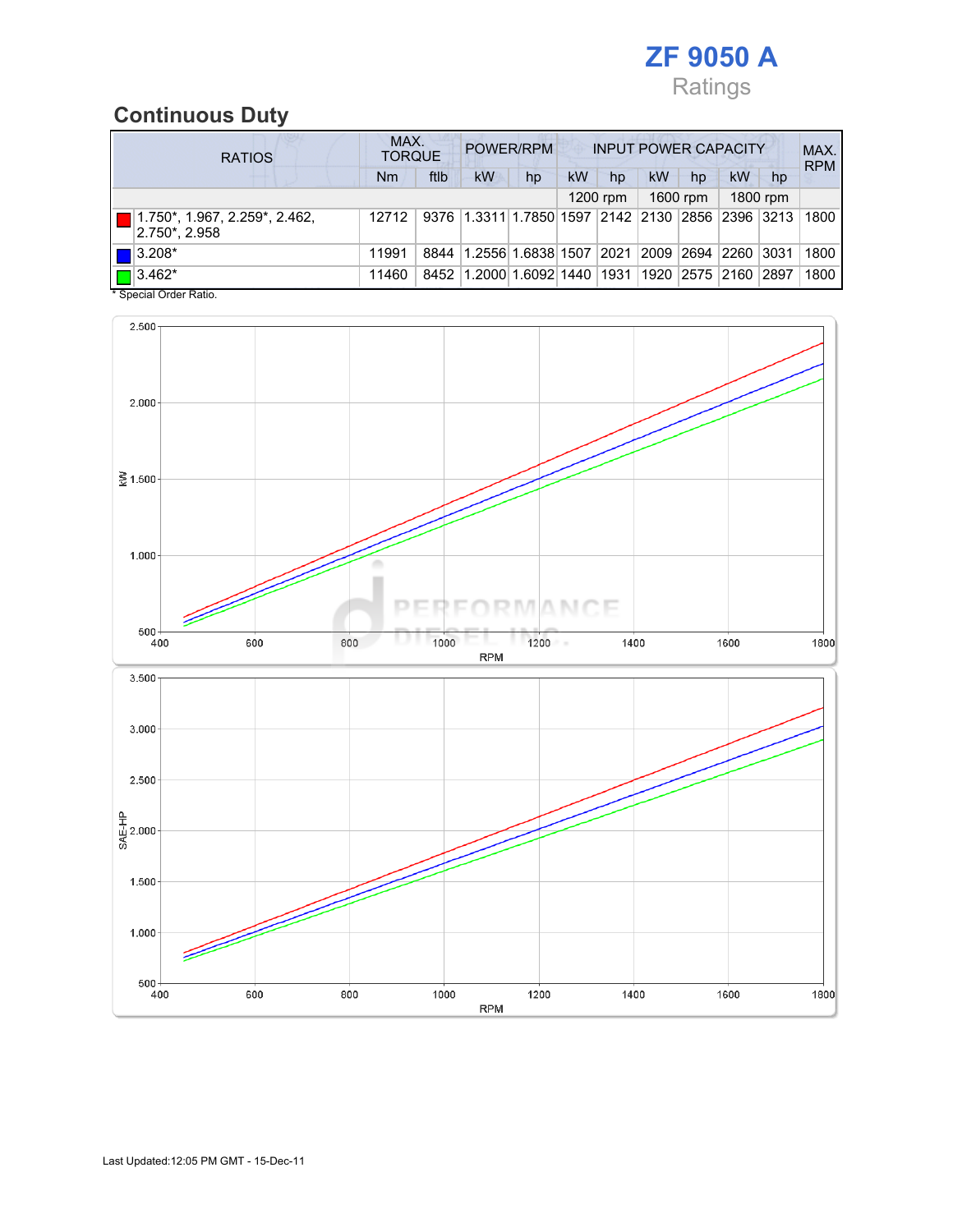# ZF 9050 A

Ratings

## Continuous Duty

| RATIOS | MAX. TORQUE | | POWER/RPM | | INPUT POWER CAPACITY | | | | | | MAX. RPM |
|---|---|---|---|---|---|---|---|---|---|---|---|
| | Nm | ftlb | kW | hp | kW | hp | kW | hp | kW | hp | |
| | | | | | 1200 rpm | | 1600 rpm | | 1800 rpm | | |
| 1.750*, 1.967, 2.259*, 2.462, 2.750*, 2.958 | 12712 | 9376 | 1.3311 | 1.7850 | 1597 | 2142 | 2130 | 2856 | 2396 | 3213 | 1800 |
| 3.208* | 11991 | 8844 | 1.2556 | 1.6838 | 1507 | 2021 | 2009 | 2694 | 2260 | 3031 | 1800 |
| 3.462* | 11460 | 8452 | 1.2000 | 1.6092 | 1440 | 1931 | 1920 | 2575 | 2160 | 2897 | 1800 |

* Special Order Ratio.

Last Updated:12:05 PM GMT - 15-Dec-11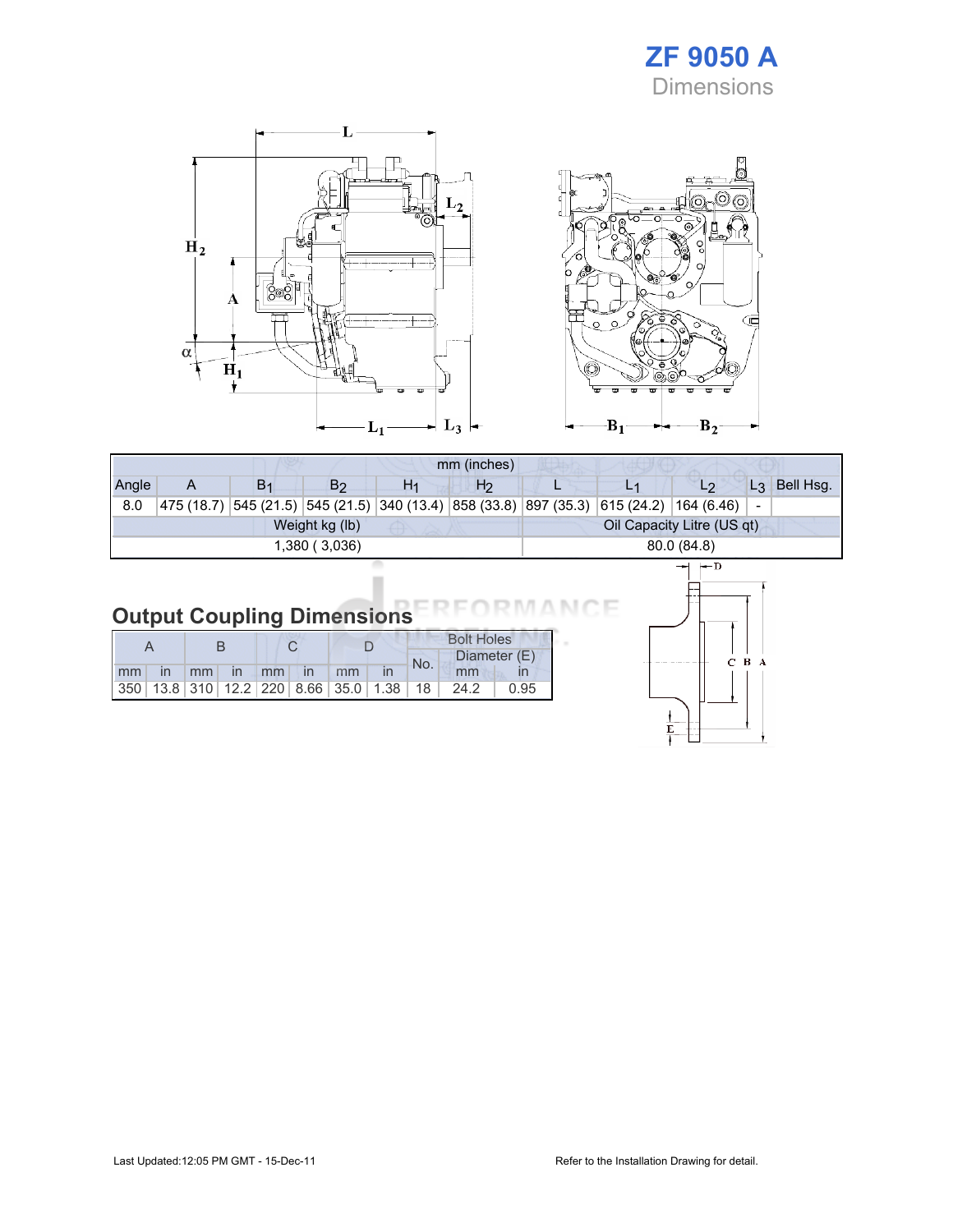# ZF 9050 A

Dimensions

| mm (inches) | | | | | | | | | | |
|---|---|---|---|---|---|---|---|---|---|---|
| Angle | A | $B_1$ | $B_2$ | $H_1$ | $H_2$ | L | $L_1$ | $L_2$ | $L_3$ | Bell Hsg. |
| 8.0 | 475 (18.7) | 545 (21.5) | 545 (21.5) | 340 (13.4) | 858 (33.8) | 897 (35.3) | 615 (24.2) | 164 (6.46) | - | |
| Weight kg (lb) | | | | | | Oil Capacity Litre (US qt) | | | | |
| 1,380 ( 3,036) | | | | | | 80.0 (84.8) | | | | |

## Output Coupling Dimensions

| A | | B | | C | | D | | Bolt Holes | | |
|---|---|---|---|---|---|---|---|---|---|---|
| | | | | | | | | No. | Diameter (E) | |
| mm | in | mm | in | mm | in | mm | in | | mm | in |
| 350 | 13.8 | 310 | 12.2 | 220 | 8.66 | 35.0 | 1.38 | 18 | 24.2 | 0.95 |

Last Updated:12:05 PM GMT - 15-Dec-11

Refer to the Installation Drawing for detail.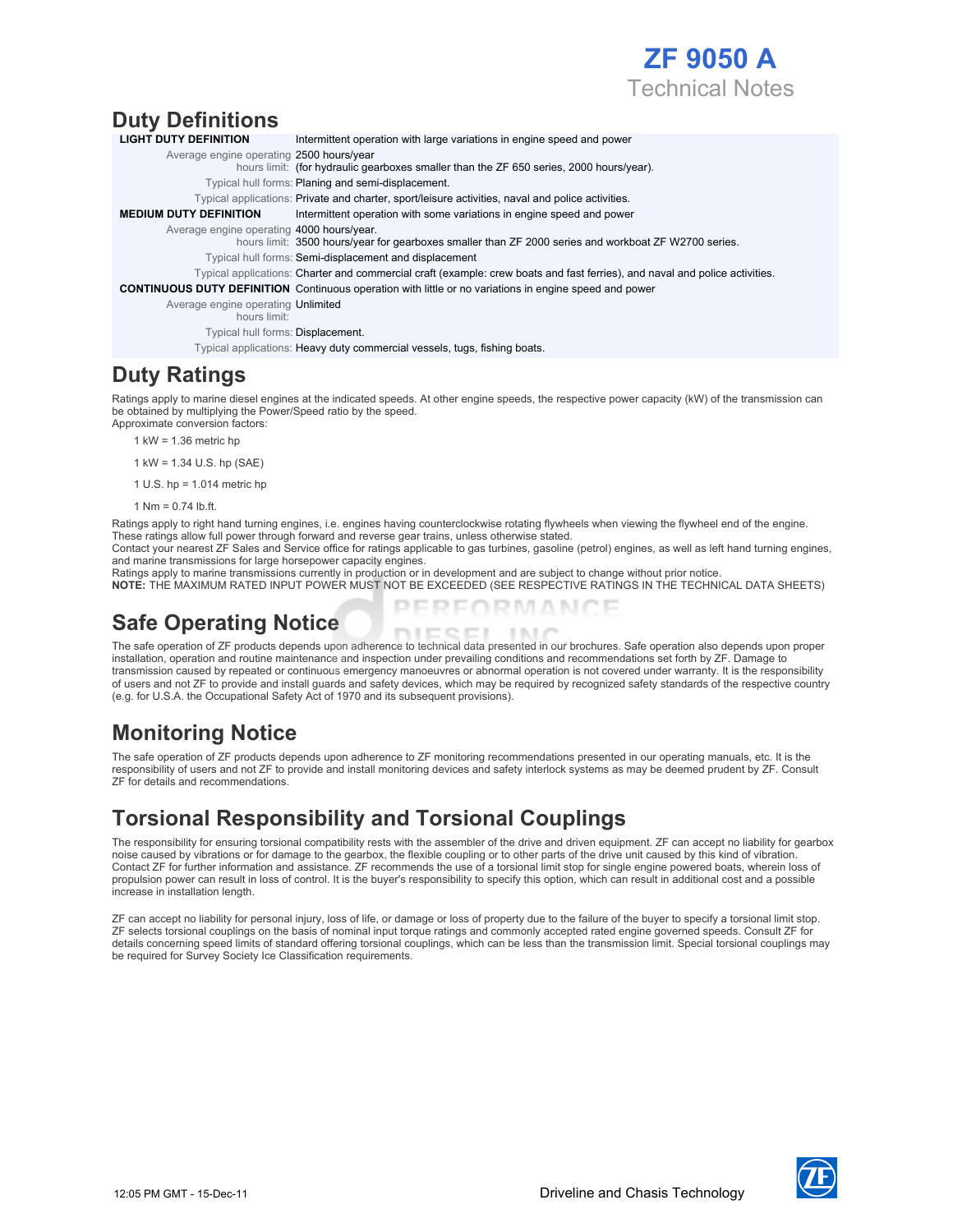## ZF 9050 A

### Technical Notes

## Duty Definitions

| | |
|---|---|
| **LIGHT DUTY DEFINITION** | Intermittent operation with large variations in engine speed and power |
| Average engine operating hours limit: | 2500 hours/year (for hydraulic gearboxes smaller than the ZF 650 series, 2000 hours/year). |
| Typical hull forms: | Planing and semi-displacement. |
| Typical applications: | Private and charter, sport/leisure activities, naval and police activities. |
| **MEDIUM DUTY DEFINITION** | Intermittent operation with some variations in engine speed and power |
| Average engine operating hours limit: | 4000 hours/year. 3500 hours/year for gearboxes smaller than ZF 2000 series and workboat ZF W2700 series. |
| Typical hull forms: | Semi-displacement and displacement |
| Typical applications: | Charter and commercial craft (example: crew boats and fast ferries), and naval and police activities. |
| **CONTINUOUS DUTY DEFINITION** | Continuous operation with little or no variations in engine speed and power |
| Average engine operating hours limit: | Unlimited |
| Typical hull forms: | Displacement. |
| Typical applications: | Heavy duty commercial vessels, tugs, fishing boats. |

## Duty Ratings

Ratings apply to marine diesel engines at the indicated speeds. At other engine speeds, the respective power capacity (kW) of the transmission can be obtained by multiplying the Power/Speed ratio by the speed.
Approximate conversion factors:

1 kW = 1.36 metric hp

1 kW = 1.34 U.S. hp (SAE)

1 U.S. hp = 1.014 metric hp

1 Nm = 0.74 lb.ft.

Ratings apply to right hand turning engines, i.e. engines having counterclockwise rotating flywheels when viewing the flywheel end of the engine.
These ratings allow full power through forward and reverse gear trains, unless otherwise stated.
Contact your nearest ZF Sales and Service office for ratings applicable to gas turbines, gasoline (petrol) engines, as well as left hand turning engines, and marine transmissions for large horsepower capacity engines.
Ratings apply to marine transmissions currently in production or in development and are subject to change without prior notice.
**NOTE:** THE MAXIMUM RATED INPUT POWER MUST NOT BE EXCEEDED (SEE RESPECTIVE RATINGS IN THE TECHNICAL DATA SHEETS)

## Safe Operating Notice

The safe operation of ZF products depends upon adherence to technical data presented in our brochures. Safe operation also depends upon proper installation, operation and routine maintenance and inspection under prevailing conditions and recommendations set forth by ZF. Damage to transmission caused by repeated or continuous emergency manoeuvres or abnormal operation is not covered under warranty. It is the responsibility of users and not ZF to provide and install guards and safety devices, which may be required by recognized safety standards of the respective country (e.g. for U.S.A. the Occupational Safety Act of 1970 and its subsequent provisions).

## Monitoring Notice

The safe operation of ZF products depends upon adherence to ZF monitoring recommendations presented in our operating manuals, etc. It is the responsibility of users and not ZF to provide and install monitoring devices and safety interlock systems as may be deemed prudent by ZF. Consult ZF for details and recommendations.

## Torsional Responsibility and Torsional Couplings

The responsibility for ensuring torsional compatibility rests with the assembler of the drive and driven equipment. ZF can accept no liability for gearbox noise caused by vibrations or for damage to the gearbox, the flexible coupling or to other parts of the drive unit caused by this kind of vibration. Contact ZF for further information and assistance. ZF recommends the use of a torsional limit stop for single engine powered boats, wherein loss of propulsion power can result in loss of control. It is the buyer's responsibility to specify this option, which can result in additional cost and a possible increase in installation length.

ZF can accept no liability for personal injury, loss of life, or damage or loss of property due to the failure of the buyer to specify a torsional limit stop. ZF selects torsional couplings on the basis of nominal input torque ratings and commonly accepted rated engine governed speeds. Consult ZF for details concerning speed limits of standard offering torsional couplings, which can be less than the transmission limit. Special torsional couplings may be required for Survey Society Ice Classification requirements.